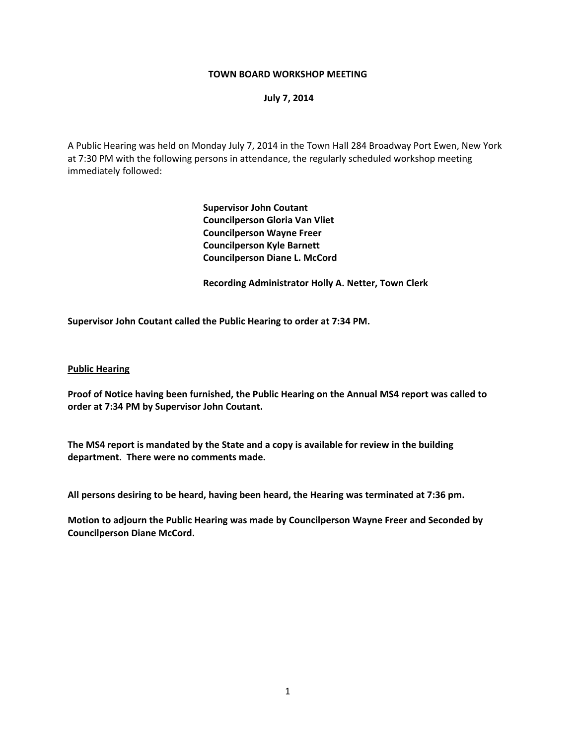**TOWN BOARD WORKSHOP MEETING**

**July 7, 2014**

A Public Hearing was held on Monday July 7, 2014 in the Town Hall 284 Broadway Port Ewen, New York at 7:30 PM with the following persons in attendance, the regularly scheduled workshop meeting immediately followed:

**Supervisor John Coutant**
**Councilperson Gloria Van Vliet**
**Councilperson Wayne Freer**
**Councilperson Kyle Barnett**
**Councilperson Diane L. McCord**

**Recording Administrator Holly A. Netter, Town Clerk**

**Supervisor John Coutant called the Public Hearing to order at 7:34 PM.**

**Public Hearing**

**Proof of Notice having been furnished, the Public Hearing on the Annual MS4 report was called to order at 7:34 PM by Supervisor John Coutant.**

**The MS4 report is mandated by the State and a copy is available for review in the building department. There were no comments made.**

**All persons desiring to be heard, having been heard, the Hearing was terminated at 7:36 pm.**

**Motion to adjourn the Public Hearing was made by Councilperson Wayne Freer and Seconded by Councilperson Diane McCord.**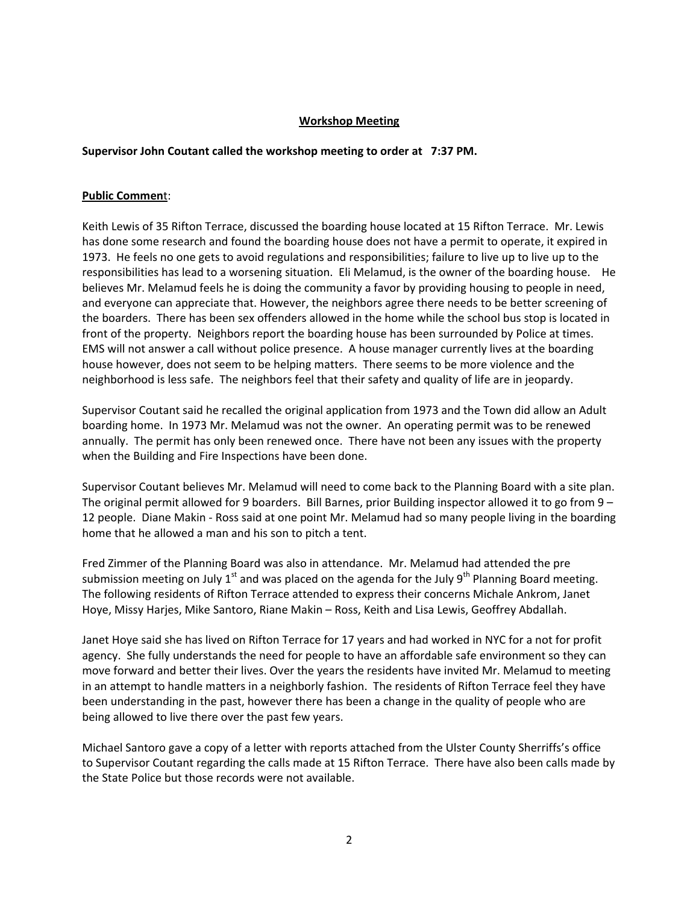**Workshop Meeting**

**Supervisor John Coutant called the workshop meeting to order at 7:37 PM.**

**Public Commen**t:

Keith Lewis of 35 Rifton Terrace, discussed the boarding house located at 15 Rifton Terrace. Mr. Lewis has done some research and found the boarding house does not have a permit to operate, it expired in 1973. He feels no one gets to avoid regulations and responsibilities; failure to live up to live up to the responsibilities has lead to a worsening situation. Eli Melamud, is the owner of the boarding house. He believes Mr. Melamud feels he is doing the community a favor by providing housing to people in need, and everyone can appreciate that. However, the neighbors agree there needs to be better screening of the boarders. There has been sex offenders allowed in the home while the school bus stop is located in front of the property. Neighbors report the boarding house has been surrounded by Police at times. EMS will not answer a call without police presence. A house manager currently lives at the boarding house however, does not seem to be helping matters. There seems to be more violence and the neighborhood is less safe. The neighbors feel that their safety and quality of life are in jeopardy.

Supervisor Coutant said he recalled the original application from 1973 and the Town did allow an Adult boarding home. In 1973 Mr. Melamud was not the owner. An operating permit was to be renewed annually. The permit has only been renewed once. There have not been any issues with the property when the Building and Fire Inspections have been done.

Supervisor Coutant believes Mr. Melamud will need to come back to the Planning Board with a site plan. The original permit allowed for 9 boarders. Bill Barnes, prior Building inspector allowed it to go from 9 – 12 people. Diane Makin - Ross said at one point Mr. Melamud had so many people living in the boarding home that he allowed a man and his son to pitch a tent.

Fred Zimmer of the Planning Board was also in attendance. Mr. Melamud had attended the pre submission meeting on July 1st and was placed on the agenda for the July 9th Planning Board meeting. The following residents of Rifton Terrace attended to express their concerns Michale Ankrom, Janet Hoye, Missy Harjes, Mike Santoro, Riane Makin – Ross, Keith and Lisa Lewis, Geoffrey Abdallah.

Janet Hoye said she has lived on Rifton Terrace for 17 years and had worked in NYC for a not for profit agency. She fully understands the need for people to have an affordable safe environment so they can move forward and better their lives. Over the years the residents have invited Mr. Melamud to meeting in an attempt to handle matters in a neighborly fashion. The residents of Rifton Terrace feel they have been understanding in the past, however there has been a change in the quality of people who are being allowed to live there over the past few years.

Michael Santoro gave a copy of a letter with reports attached from the Ulster County Sherriffs's office to Supervisor Coutant regarding the calls made at 15 Rifton Terrace. There have also been calls made by the State Police but those records were not available.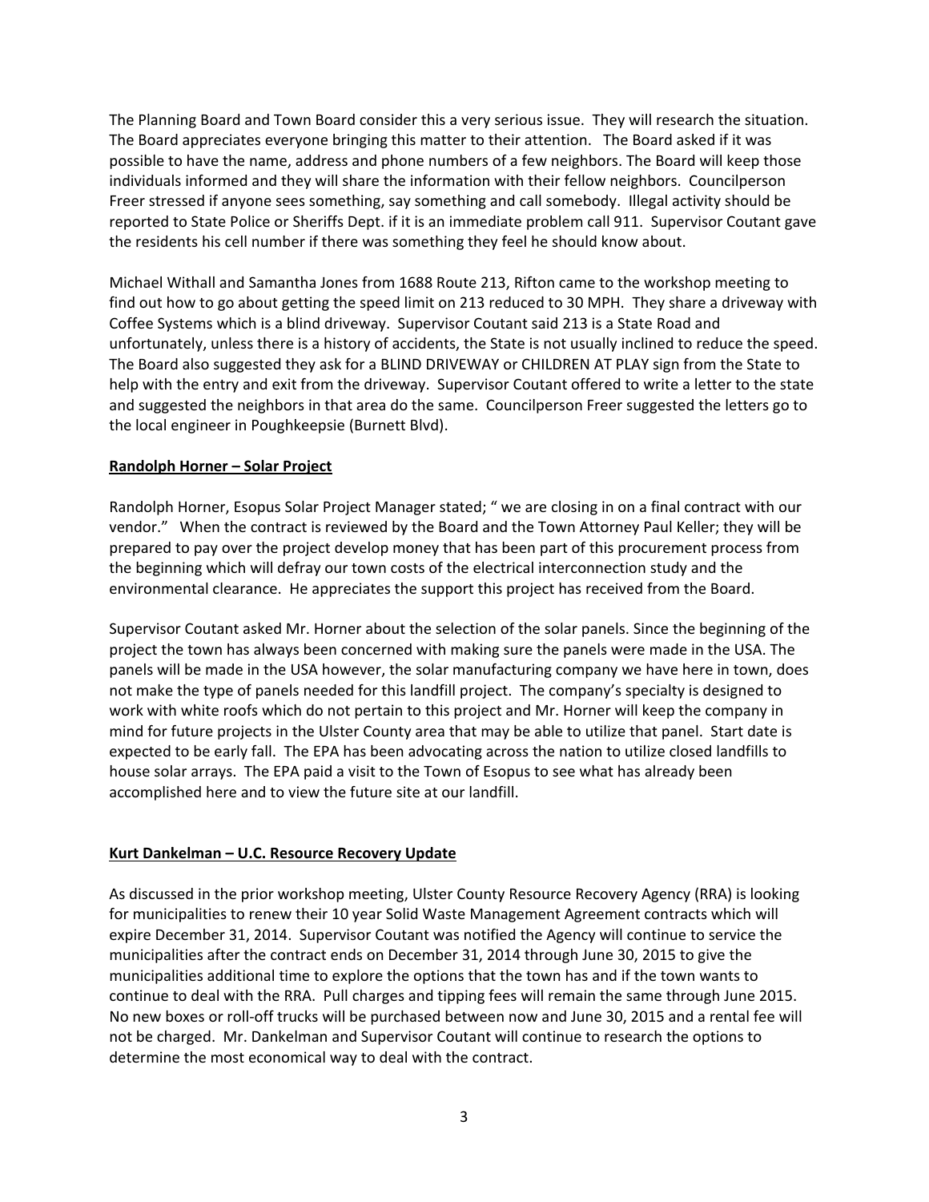The Planning Board and Town Board consider this a very serious issue. They will research the situation. The Board appreciates everyone bringing this matter to their attention. The Board asked if it was possible to have the name, address and phone numbers of a few neighbors. The Board will keep those individuals informed and they will share the information with their fellow neighbors. Councilperson Freer stressed if anyone sees something, say something and call somebody. Illegal activity should be reported to State Police or Sheriffs Dept. if it is an immediate problem call 911. Supervisor Coutant gave the residents his cell number if there was something they feel he should know about.

Michael Withall and Samantha Jones from 1688 Route 213, Rifton came to the workshop meeting to find out how to go about getting the speed limit on 213 reduced to 30 MPH. They share a driveway with Coffee Systems which is a blind driveway. Supervisor Coutant said 213 is a State Road and unfortunately, unless there is a history of accidents, the State is not usually inclined to reduce the speed. The Board also suggested they ask for a BLIND DRIVEWAY or CHILDREN AT PLAY sign from the State to help with the entry and exit from the driveway. Supervisor Coutant offered to write a letter to the state and suggested the neighbors in that area do the same. Councilperson Freer suggested the letters go to the local engineer in Poughkeepsie (Burnett Blvd).

**Randolph Horner – Solar Project**

Randolph Horner, Esopus Solar Project Manager stated; " we are closing in on a final contract with our vendor." When the contract is reviewed by the Board and the Town Attorney Paul Keller; they will be prepared to pay over the project develop money that has been part of this procurement process from the beginning which will defray our town costs of the electrical interconnection study and the environmental clearance. He appreciates the support this project has received from the Board.

Supervisor Coutant asked Mr. Horner about the selection of the solar panels. Since the beginning of the project the town has always been concerned with making sure the panels were made in the USA. The panels will be made in the USA however, the solar manufacturing company we have here in town, does not make the type of panels needed for this landfill project. The company's specialty is designed to work with white roofs which do not pertain to this project and Mr. Horner will keep the company in mind for future projects in the Ulster County area that may be able to utilize that panel. Start date is expected to be early fall. The EPA has been advocating across the nation to utilize closed landfills to house solar arrays. The EPA paid a visit to the Town of Esopus to see what has already been accomplished here and to view the future site at our landfill.

**Kurt Dankelman – U.C. Resource Recovery Update**

As discussed in the prior workshop meeting, Ulster County Resource Recovery Agency (RRA) is looking for municipalities to renew their 10 year Solid Waste Management Agreement contracts which will expire December 31, 2014. Supervisor Coutant was notified the Agency will continue to service the municipalities after the contract ends on December 31, 2014 through June 30, 2015 to give the municipalities additional time to explore the options that the town has and if the town wants to continue to deal with the RRA. Pull charges and tipping fees will remain the same through June 2015. No new boxes or roll-off trucks will be purchased between now and June 30, 2015 and a rental fee will not be charged. Mr. Dankelman and Supervisor Coutant will continue to research the options to determine the most economical way to deal with the contract.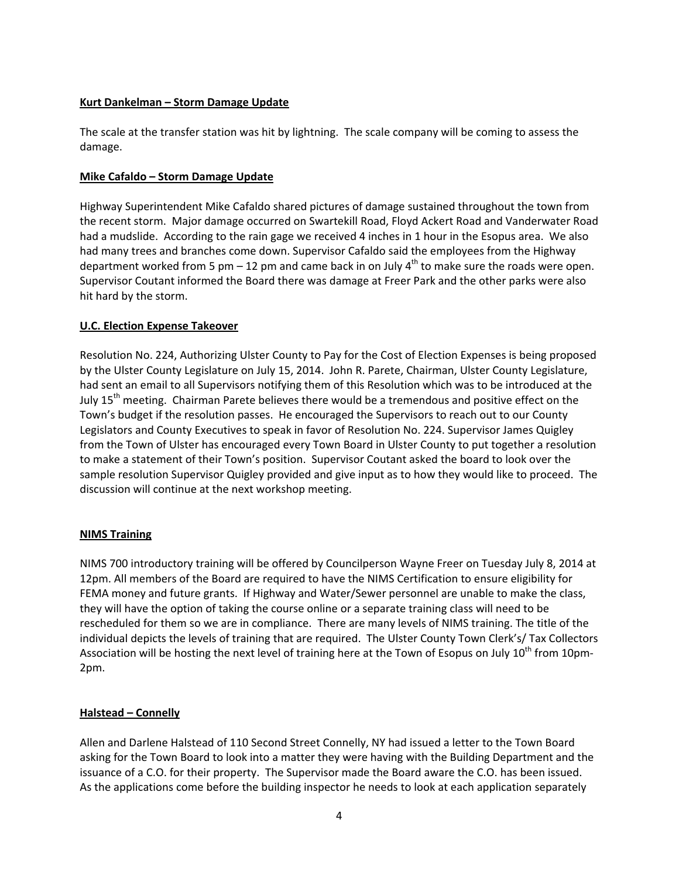**Kurt Dankelman – Storm Damage Update**

The scale at the transfer station was hit by lightning. The scale company will be coming to assess the damage.

**Mike Cafaldo – Storm Damage Update**

Highway Superintendent Mike Cafaldo shared pictures of damage sustained throughout the town from the recent storm. Major damage occurred on Swartekill Road, Floyd Ackert Road and Vanderwater Road had a mudslide. According to the rain gage we received 4 inches in 1 hour in the Esopus area. We also had many trees and branches come down. Supervisor Cafaldo said the employees from the Highway department worked from 5 pm – 12 pm and came back in on July 4th to make sure the roads were open. Supervisor Coutant informed the Board there was damage at Freer Park and the other parks were also hit hard by the storm.

**U.C. Election Expense Takeover**

Resolution No. 224, Authorizing Ulster County to Pay for the Cost of Election Expenses is being proposed by the Ulster County Legislature on July 15, 2014. John R. Parete, Chairman, Ulster County Legislature, had sent an email to all Supervisors notifying them of this Resolution which was to be introduced at the July 15th meeting. Chairman Parete believes there would be a tremendous and positive effect on the Town's budget if the resolution passes. He encouraged the Supervisors to reach out to our County Legislators and County Executives to speak in favor of Resolution No. 224. Supervisor James Quigley from the Town of Ulster has encouraged every Town Board in Ulster County to put together a resolution to make a statement of their Town's position. Supervisor Coutant asked the board to look over the sample resolution Supervisor Quigley provided and give input as to how they would like to proceed. The discussion will continue at the next workshop meeting.

**NIMS Training**

NIMS 700 introductory training will be offered by Councilperson Wayne Freer on Tuesday July 8, 2014 at 12pm. All members of the Board are required to have the NIMS Certification to ensure eligibility for FEMA money and future grants. If Highway and Water/Sewer personnel are unable to make the class, they will have the option of taking the course online or a separate training class will need to be rescheduled for them so we are in compliance. There are many levels of NIMS training. The title of the individual depicts the levels of training that are required. The Ulster County Town Clerk's/ Tax Collectors Association will be hosting the next level of training here at the Town of Esopus on July 10th from 10pm-2pm.

**Halstead – Connelly**

Allen and Darlene Halstead of 110 Second Street Connelly, NY had issued a letter to the Town Board asking for the Town Board to look into a matter they were having with the Building Department and the issuance of a C.O. for their property. The Supervisor made the Board aware the C.O. has been issued. As the applications come before the building inspector he needs to look at each application separately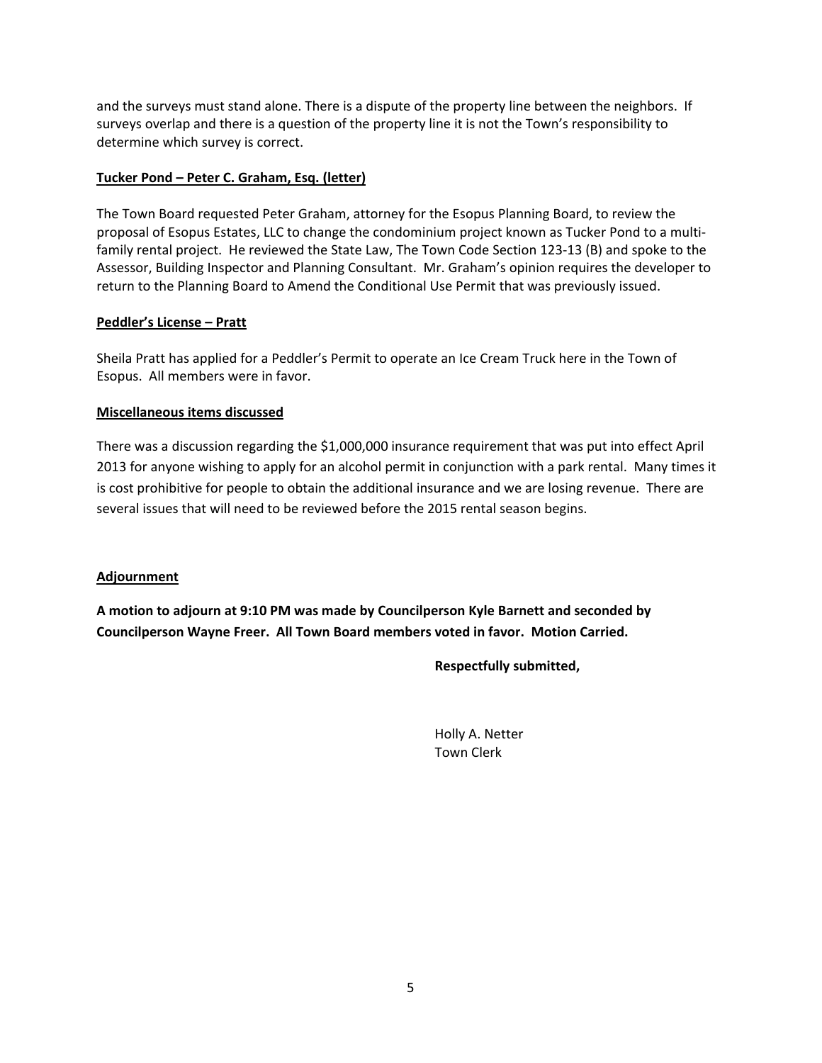and the surveys must stand alone. There is a dispute of the property line between the neighbors. If surveys overlap and there is a question of the property line it is not the Town's responsibility to determine which survey is correct.

**<u>Tucker Pond – Peter C. Graham, Esq. (letter)</u>**

The Town Board requested Peter Graham, attorney for the Esopus Planning Board, to review the proposal of Esopus Estates, LLC to change the condominium project known as Tucker Pond to a multi-family rental project. He reviewed the State Law, The Town Code Section 123-13 (B) and spoke to the Assessor, Building Inspector and Planning Consultant. Mr. Graham's opinion requires the developer to return to the Planning Board to Amend the Conditional Use Permit that was previously issued.

**<u>Peddler's License – Pratt</u>**

Sheila Pratt has applied for a Peddler's Permit to operate an Ice Cream Truck here in the Town of Esopus. All members were in favor.

**<u>Miscellaneous items discussed</u>**

There was a discussion regarding the $1,000,000 insurance requirement that was put into effect April 2013 for anyone wishing to apply for an alcohol permit in conjunction with a park rental. Many times it is cost prohibitive for people to obtain the additional insurance and we are losing revenue. There are several issues that will need to be reviewed before the 2015 rental season begins.

**<u>Adjournment</u>**

**A motion to adjourn at 9:10 PM was made by Councilperson Kyle Barnett and seconded by Councilperson Wayne Freer. All Town Board members voted in favor. Motion Carried.**

**Respectfully submitted,**

Holly A. Netter
Town Clerk